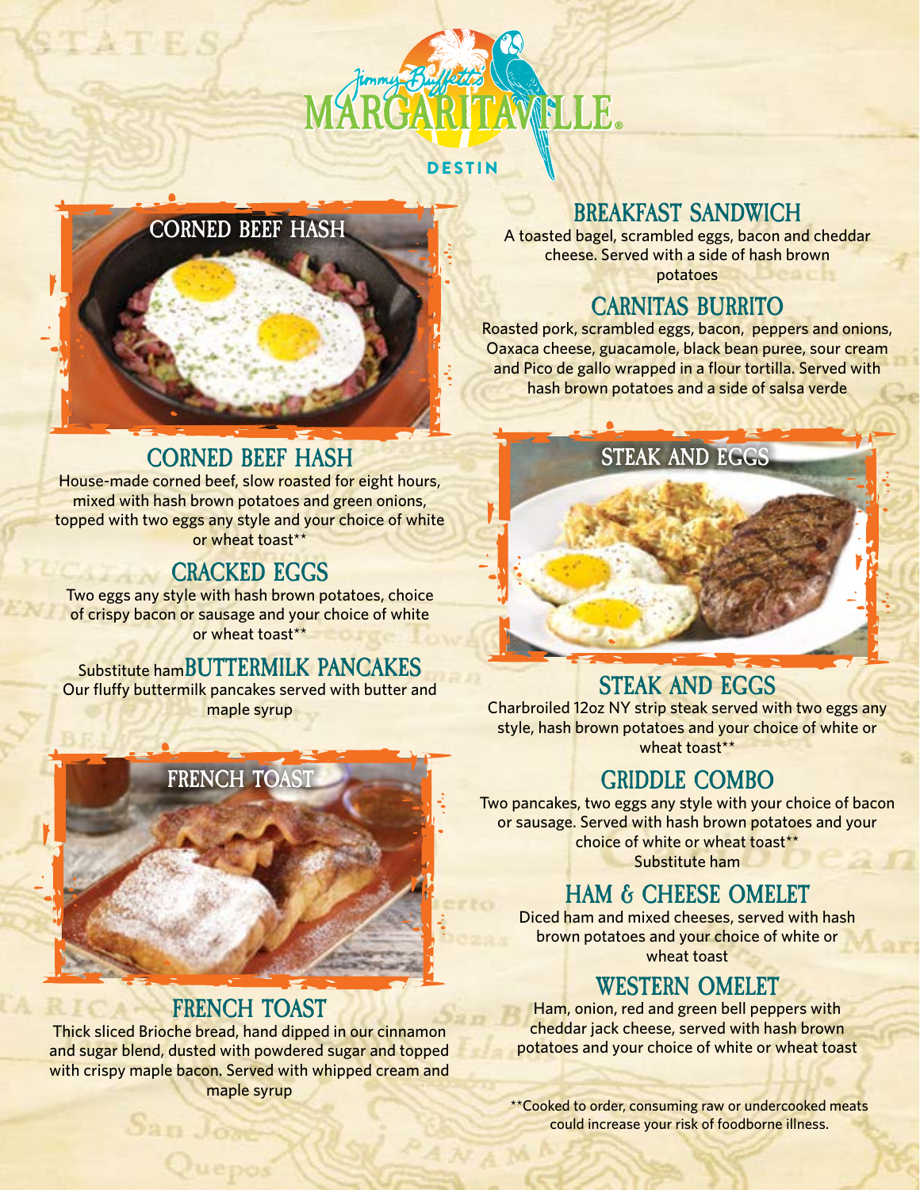# Jimmy Buffett's MARGARITAVILLE

DESTIN

## CORNED BEEF HASH

House-made corned beef, slow roasted for eight hours, mixed with hash brown potatoes and green onions, topped with two eggs any style and your choice of white or wheat toast**

## CRACKED EGGS

Two eggs any style with hash brown potatoes, choice of crispy bacon or sausage and your choice of white or wheat toast**

Substitute ham

## BUTTERMILK PANCAKES

Our fluffy buttermilk pancakes served with butter and maple syrup

## FRENCH TOAST

Thick sliced Brioche bread, hand dipped in our cinnamon and sugar blend, dusted with powdered sugar and topped with crispy maple bacon. Served with whipped cream and maple syrup

## BREAKFAST SANDWICH

A toasted bagel, scrambled eggs, bacon and cheddar cheese. Served with a side of hash brown potatoes

## CARNITAS BURRITO

Roasted pork, scrambled eggs, bacon, peppers and onions, Oaxaca cheese, guacamole, black bean puree, sour cream and Pico de gallo wrapped in a flour tortilla. Served with hash brown potatoes and a side of salsa verde

## STEAK AND EGGS

Charbroiled 12oz NY strip steak served with two eggs any style, hash brown potatoes and your choice of white or wheat toast**

## GRIDDLE COMBO

Two pancakes, two eggs any style with your choice of bacon or sausage. Served with hash brown potatoes and your choice of white or wheat toast**

Substitute ham

## HAM & CHEESE OMELET

Diced ham and mixed cheeses, served with hash brown potatoes and your choice of white or wheat toast

## WESTERN OMELET

Ham, onion, red and green bell peppers with cheddar jack cheese, served with hash brown potatoes and your choice of white or wheat toast

**Cooked to order, consuming raw or undercooked meats could increase your risk of foodborne illness.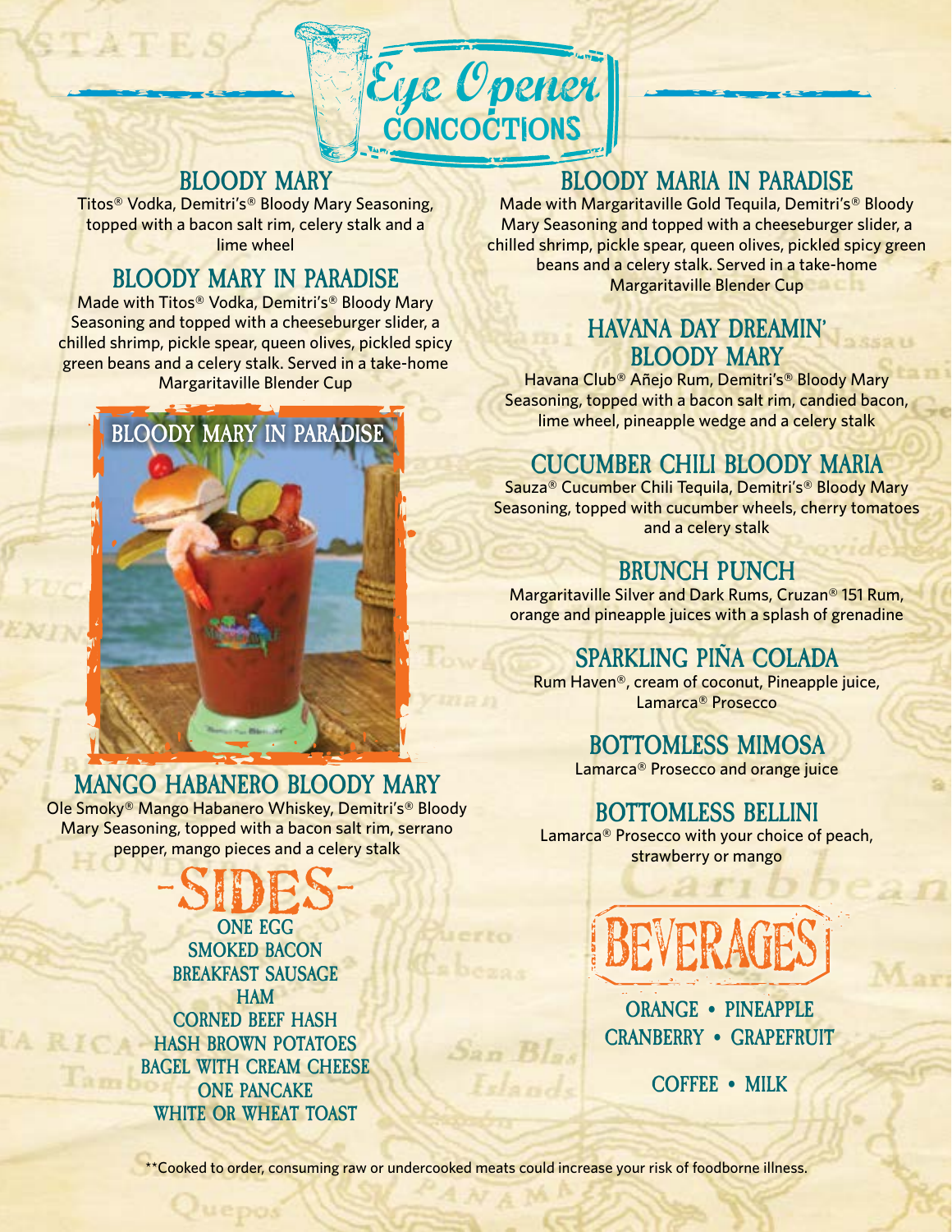# Eye Opener CONCOCTIONS

## BLOODY MARY

Titos® Vodka, Demitri's® Bloody Mary Seasoning, topped with a bacon salt rim, celery stalk and a lime wheel

## BLOODY MARY IN PARADISE

Made with Titos® Vodka, Demitri's® Bloody Mary Seasoning and topped with a cheeseburger slider, a chilled shrimp, pickle spear, queen olives, pickled spicy green beans and a celery stalk. Served in a take-home Margaritaville Blender Cup

BLOODY MARY IN PARADISE

## MANGO HABANERO BLOODY MARY

Ole Smoky® Mango Habanero Whiskey, Demitri's® Bloody Mary Seasoning, topped with a bacon salt rim, serrano pepper, mango pieces and a celery stalk

## -SIDES-

ONE EGG
SMOKED BACON
BREAKFAST SAUSAGE
HAM
CORNED BEEF HASH
HASH BROWN POTATOES
BAGEL WITH CREAM CHEESE
ONE PANCAKE
WHITE OR WHEAT TOAST

## BLOODY MARIA IN PARADISE

Made with Margaritaville Gold Tequila, Demitri's® Bloody Mary Seasoning and topped with a cheeseburger slider, a chilled shrimp, pickle spear, queen olives, pickled spicy green beans and a celery stalk. Served in a take-home Margaritaville Blender Cup

## HAVANA DAY DREAMIN' BLOODY MARY

Havana Club® Añejo Rum, Demitri's® Bloody Mary Seasoning, topped with a bacon salt rim, candied bacon, lime wheel, pineapple wedge and a celery stalk

## CUCUMBER CHILI BLOODY MARIA

Sauza® Cucumber Chili Tequila, Demitri's® Bloody Mary Seasoning, topped with cucumber wheels, cherry tomatoes and a celery stalk

## BRUNCH PUNCH

Margaritaville Silver and Dark Rums, Cruzan® 151 Rum, orange and pineapple juices with a splash of grenadine

## SPARKLING PIÑA COLADA

Rum Haven®, cream of coconut, Pineapple juice, Lamarca® Prosecco

## BOTTOMLESS MIMOSA

Lamarca® Prosecco and orange juice

## BOTTOMLESS BELLINI

Lamarca® Prosecco with your choice of peach, strawberry or mango

## BEVERAGES

ORANGE • PINEAPPLE
CRANBERRY • GRAPEFRUIT

COFFEE • MILK

**Cooked to order, consuming raw or undercooked meats could increase your risk of foodborne illness.